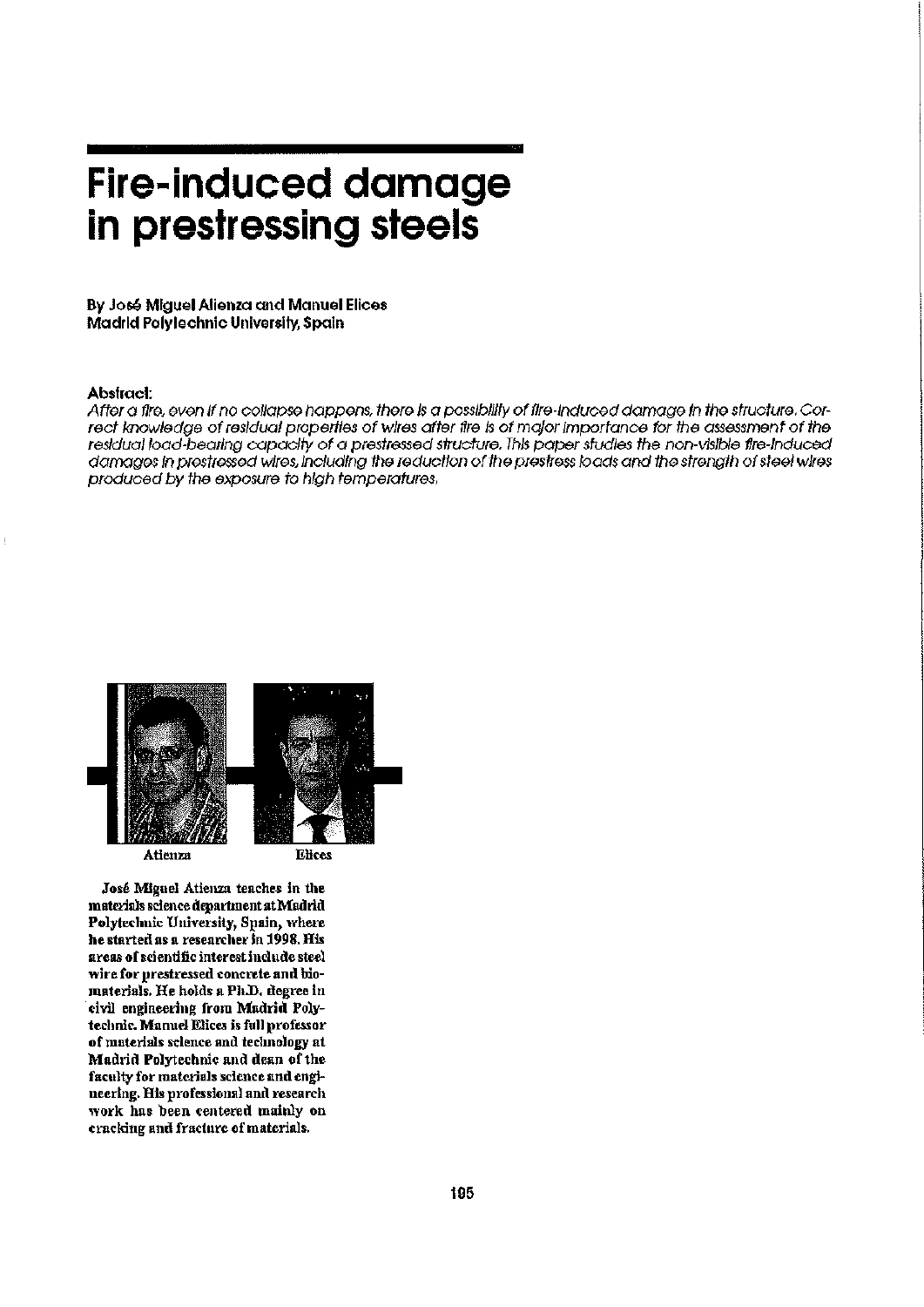# Fire-induced damage in prestressing steels

**By José Miguel Atienza and Manuel Elices**
**Madrid Polytechnic University, Spain**

**Abstract:**

*After a fire, even if no collapse happens, there is a possibility of fire-induced damage in the structure. Correct knowledge of residual properties of wires after fire is of major importance for the assessment of the residual load-bearing capacity of a prestressed structure. This paper studies the non-visible fire-induced damages in prestressed wires, including the reduction of the prestress loads and the strength of steel wires produced by the exposure to high temperatures.*

Atienza    Elices

**José Miguel Atienza teaches in the materials science department at Madrid Polytechnic University, Spain, where he started as a researcher in 1998. His areas of scientific interest include steel wire for prestressed concrete and biomaterials. He holds a Ph.D. degree in civil engineering from Madrid Polytechnic. Manuel Elices is full professor of materials science and technology at Madrid Polytechnic and dean of the faculty for materials science and engineering. His professional and research work has been centered mainly on cracking and fracture of materials.**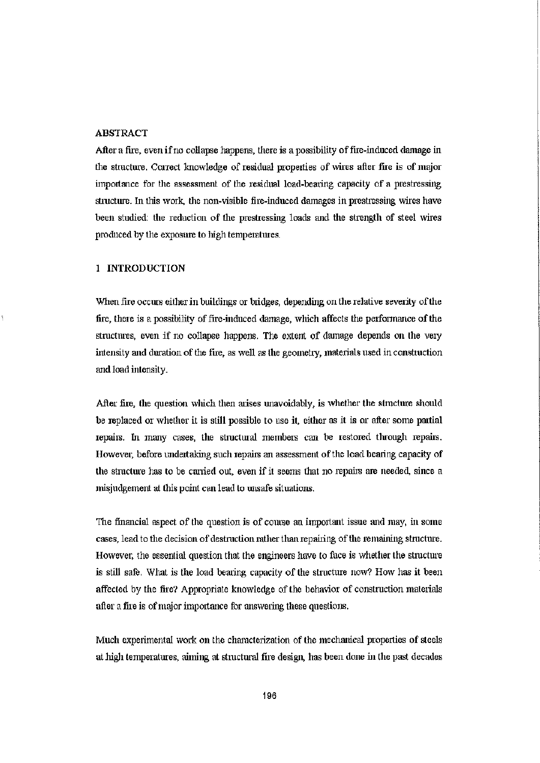## ABSTRACT

After a fire, even if no collapse happens, there is a possibility of fire-induced damage in the structure. Correct knowledge of residual properties of wires after fire is of major importance for the assessment of the residual load-bearing capacity of a prestressing structure. In this work, the non-visible fire-induced damages in prestressing wires have been studied: the reduction of the prestressing loads and the strength of steel wires produced by the exposure to high temperatures.

## 1 INTRODUCTION

When fire occurs either in buildings or bridges, depending on the relative severity of the fire, there is a possibility of fire-induced damage, which affects the performance of the structures, even if no collapse happens. The extent of damage depends on the very intensity and duration of the fire, as well as the geometry, materials used in construction and load intensity.

After fire, the question which then arises unavoidably, is whether the structure should be replaced or whether it is still possible to use it, either as it is or after some partial repairs. In many cases, the structural members can be restored through repairs. However, before undertaking such repairs an assessment of the load bearing capacity of the structure has to be carried out, even if it seems that no repairs are needed, since a misjudgement at this point can lead to unsafe situations.

The financial aspect of the question is of course an important issue and may, in some cases, lead to the decision of destruction rather than repairing of the remaining structure. However, the essential question that the engineers have to face is whether the structure is still safe. What is the load bearing capacity of the structure now? How has it been affected by the fire? Appropriate knowledge of the behavior of construction materials after a fire is of major importance for answering these questions.

Much experimental work on the characterization of the mechanical properties of steels at high temperatures, aiming at structural fire design, has been done in the past decades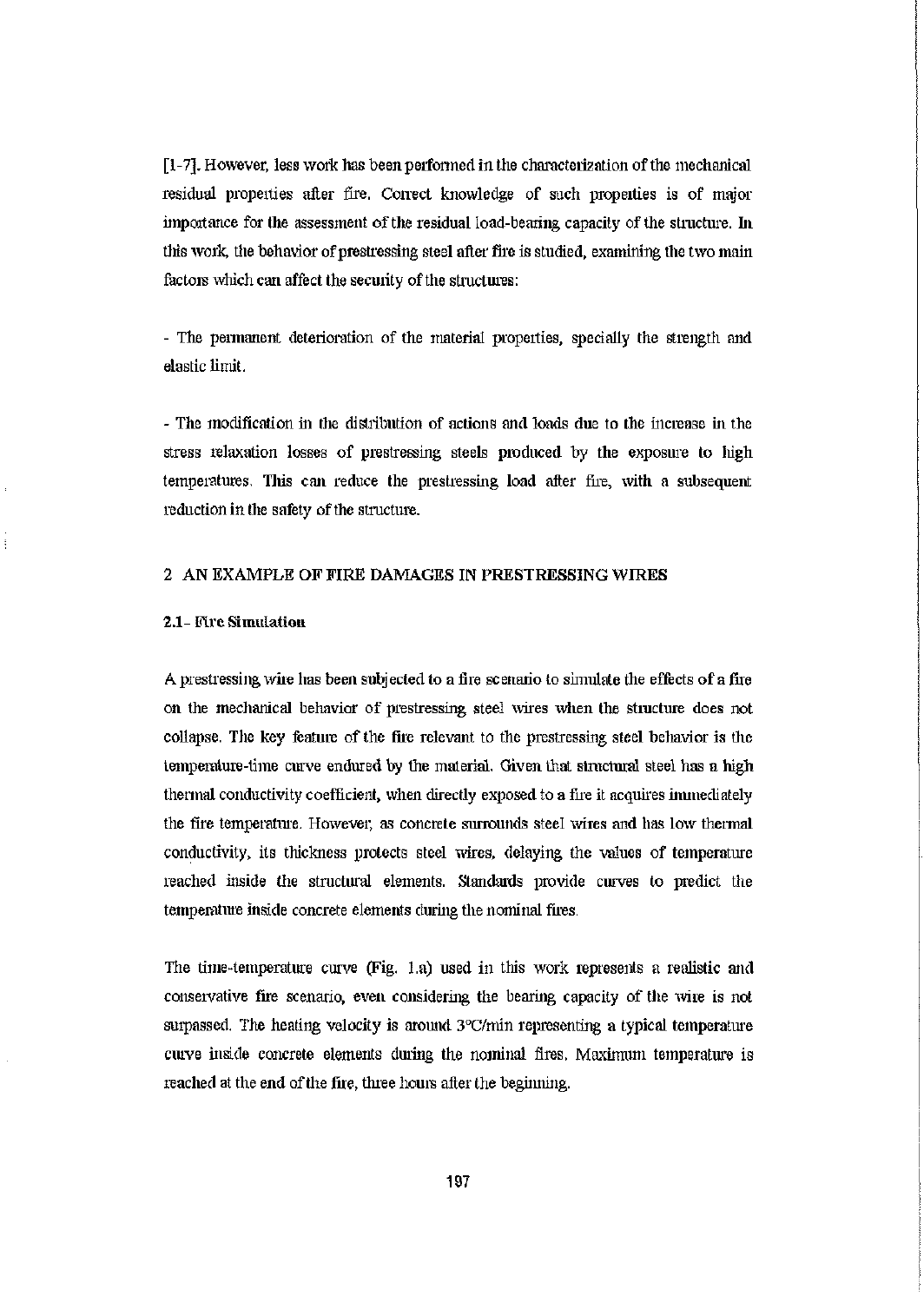[1-7]. However, less work has been performed in the characterization of the mechanical residual properties after fire. Correct knowledge of such properties is of major importance for the assessment of the residual load-bearing capacity of the structure. In this work, the behavior of prestressing steel after fire is studied, examining the two main factors which can affect the security of the structures:

- The permanent deterioration of the material properties, specially the strength and elastic limit.

- The modification in the distribution of actions and loads due to the increase in the stress relaxation losses of prestressing steels produced by the exposure to high temperatures. This can reduce the prestressing load after fire, with a subsequent reduction in the safety of the structure.

## 2 AN EXAMPLE OF FIRE DAMAGES IN PRESTRESSING WIRES

### 2.1- Fire Simulation

A prestressing wire has been subjected to a fire scenario to simulate the effects of a fire on the mechanical behavior of prestressing steel wires when the structure does not collapse. The key feature of the fire relevant to the prestressing steel behavior is the temperature-time curve endured by the material. Given that structural steel has a high thermal conductivity coefficient, when directly exposed to a fire it acquires immediately the fire temperature. However, as concrete surrounds steel wires and has low thermal conductivity, its thickness protects steel wires, delaying the values of temperature reached inside the structural elements. Standards provide curves to predict the temperature inside concrete elements during the nominal fires.

The time-temperature curve (Fig. 1.a) used in this work represents a realistic and conservative fire scenario, even considering the bearing capacity of the wire is not surpassed. The heating velocity is around 3ºC/min representing a typical temperature curve inside concrete elements during the nominal fires. Maximum temperature is reached at the end of the fire, three hours after the beginning.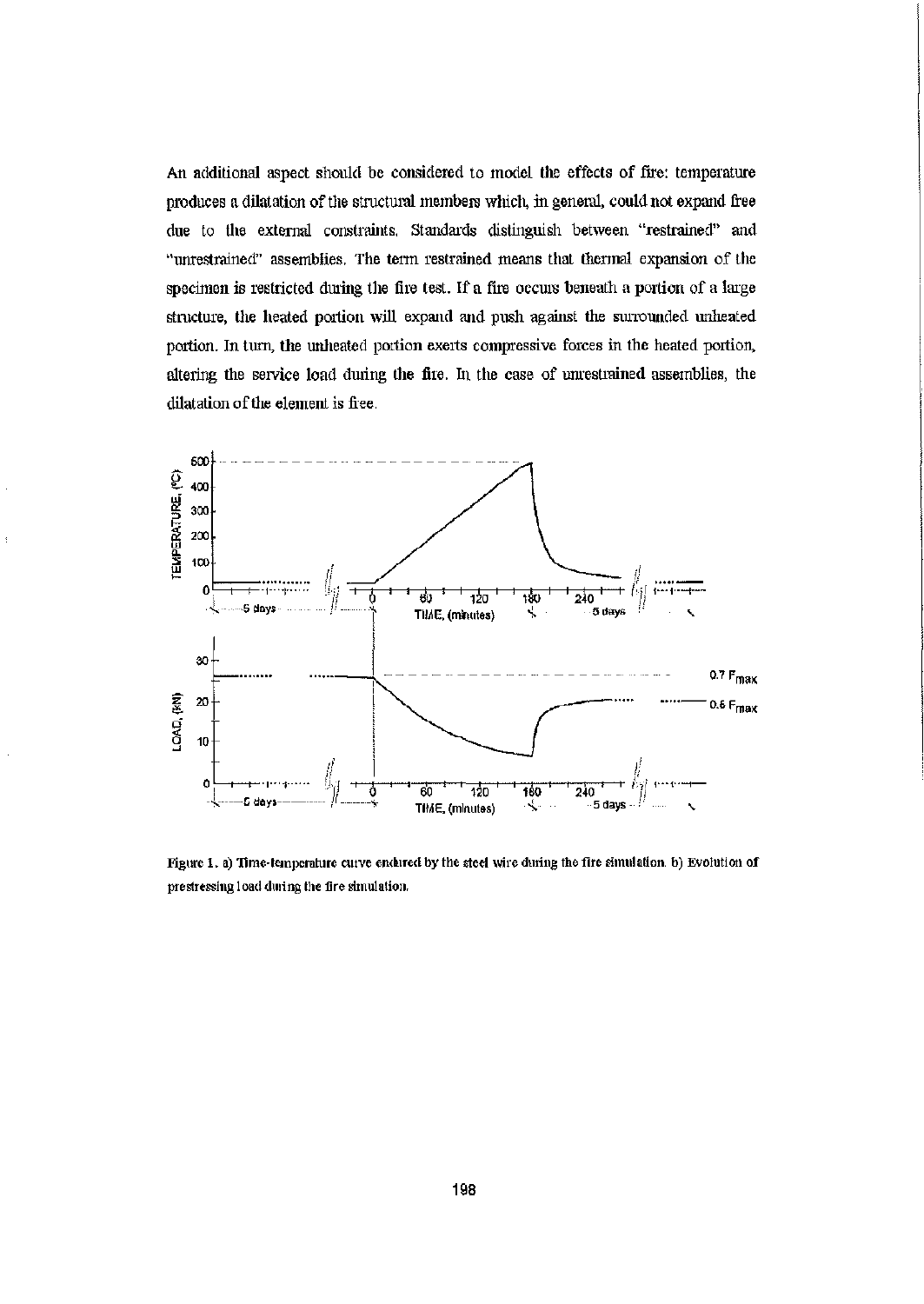An additional aspect should be considered to model the effects of fire: temperature produces a dilatation of the structural members which, in general, could not expand free due to the external constraints. Standards distinguish between "restrained" and "unrestrained" assemblies. The term restrained means that thermal expansion of the specimen is restricted during the fire test. If a fire occurs beneath a portion of a large structure, the heated portion will expand and push against the surrounded unheated portion. In turn, the unheated portion exerts compressive forces in the heated portion, altering the service load during the fire. In the case of unrestrained assemblies, the dilatation of the element is free.

Figure 1. a) Time-temperature curve endured by the steel wire during the fire simulation. b) Evolution of prestressing load during the fire simulation.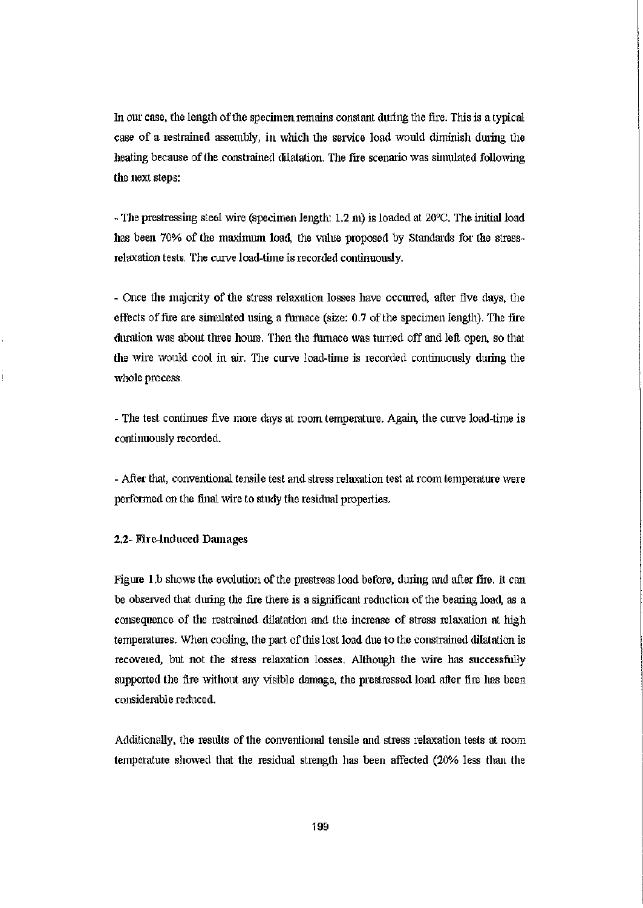In our case, the length of the specimen remains constant during the fire. This is a typical case of a restrained assembly, in which the service load would diminish during the heating because of the constrained dilatation. The fire scenario was simulated following the next steps:

- The prestressing steel wire (specimen length: 1.2 m) is loaded at 20°C. The initial load has been 70% of the maximum load, the value proposed by Standards for the stress-relaxation tests. The curve load-time is recorded continuously.

- Once the majority of the stress relaxation losses have occurred, after five days, the effects of fire are simulated using a furnace (size: 0.7 of the specimen length). The fire duration was about three hours. Then the furnace was turned off and left open, so that the wire would cool in air. The curve load-time is recorded continuously during the whole process.

- The test continues five more days at room temperature. Again, the curve load-time is continuously recorded.

- After that, conventional tensile test and stress relaxation test at room temperature were performed on the final wire to study the residual properties.

### 2.2- Fire-Induced Damages

Figure 1.b shows the evolution of the prestress load before, during and after fire. It can be observed that during the fire there is a significant reduction of the bearing load, as a consequence of the restrained dilatation and the increase of stress relaxation at high temperatures. When cooling, the part of this lost load due to the constrained dilatation is recovered, but not the stress relaxation losses. Although the wire has successfully supported the fire without any visible damage, the prestressed load after fire has been considerable reduced.

Additionally, the results of the conventional tensile and stress relaxation tests at room temperature showed that the residual strength has been affected (20% less than the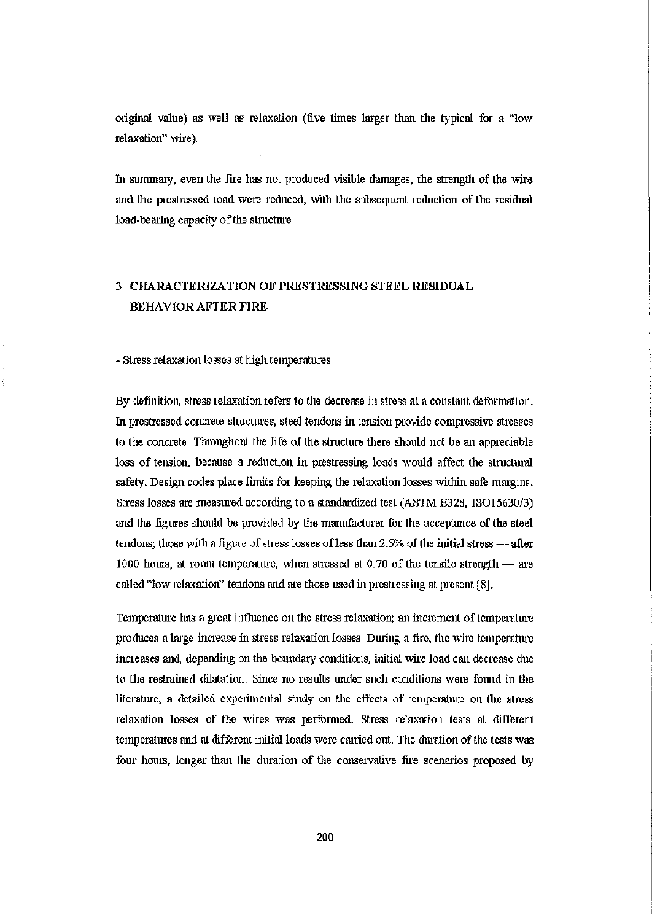original value) as well as relaxation (five times larger than the typical for a "low relaxation" wire).

In summary, even the fire has not produced visible damages, the strength of the wire and the prestressed load were reduced, with the subsequent reduction of the residual load-bearing capacity of the structure.

## 3 CHARACTERIZATION OF PRESTRESSING STEEL RESIDUAL BEHAVIOR AFTER FIRE

- Stress relaxation losses at high temperatures

By definition, stress relaxation refers to the decrease in stress at a constant deformation. In prestressed concrete structures, steel tendons in tension provide compressive stresses to the concrete. Throughout the life of the structure there should not be an appreciable loss of tension, because a reduction in prestressing loads would affect the structural safety. Design codes place limits for keeping the relaxation losses within safe margins. Stress losses are measured according to a standardized test (ASTM E328, ISO15630/3) and the figures should be provided by the manufacturer for the acceptance of the steel tendons; those with a figure of stress losses of less than 2.5% of the initial stress — after 1000 hours, at room temperature, when stressed at 0.70 of the tensile strength — are called "low relaxation" tendons and are those used in prestressing at present [8].

Temperature has a great influence on the stress relaxation; an increment of temperature produces a large increase in stress relaxation losses. During a fire, the wire temperature increases and, depending on the boundary conditions, initial wire load can decrease due to the restrained dilatation. Since no results under such conditions were found in the literature, a detailed experimental study on the effects of temperature on the stress relaxation losses of the wires was performed. Stress relaxation tests at different temperatures and at different initial loads were carried out. The duration of the tests was four hours, longer than the duration of the conservative fire scenarios proposed by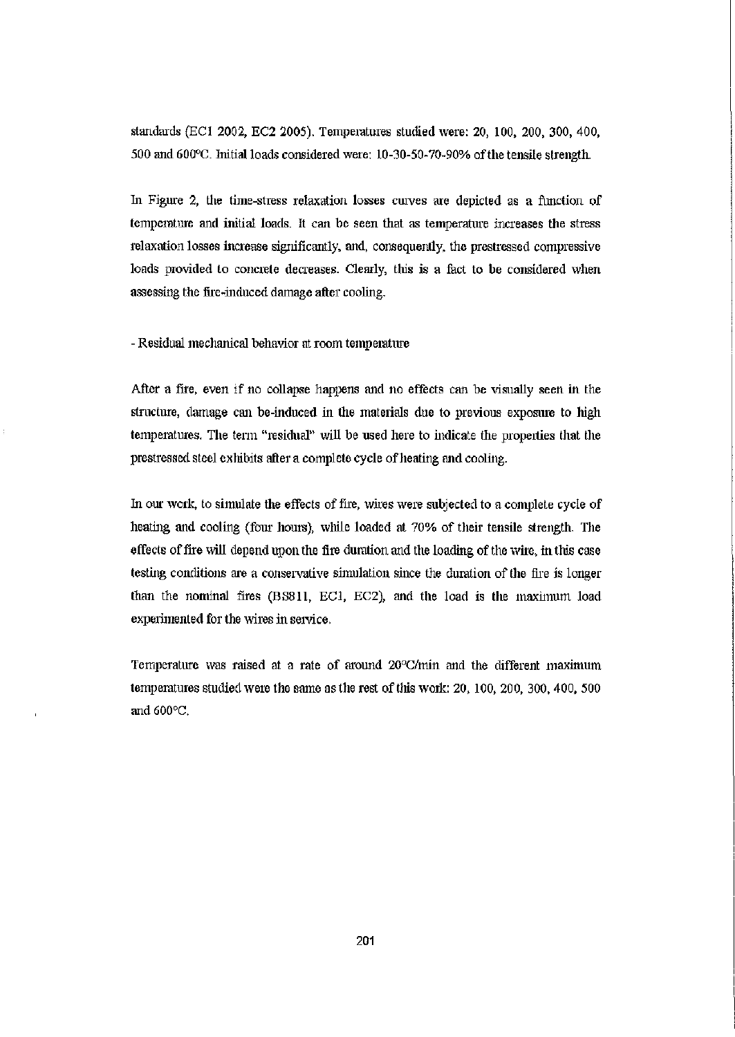standards (EC1 2002, EC2 2005). Temperatures studied were: 20, 100, 200, 300, 400, 500 and 600°C. Initial loads considered were: 10-30-50-70-90% of the tensile strength.

In Figure 2, the time-stress relaxation losses curves are depicted as a function of temperature and initial loads. It can be seen that as temperature increases the stress relaxation losses increase significantly, and, consequently, the prestressed compressive loads provided to concrete decreases. Clearly, this is a fact to be considered when assessing the fire-induced damage after cooling.

- Residual mechanical behavior at room temperature

After a fire, even if no collapse happens and no effects can be visually seen in the structure, damage can be-induced in the materials due to previous exposure to high temperatures. The term "residual" will be used here to indicate the properties that the prestressed steel exhibits after a complete cycle of heating and cooling.

In our work, to simulate the effects of fire, wires were subjected to a complete cycle of heating and cooling (four hours), while loaded at 70% of their tensile strength. The effects of fire will depend upon the fire duration and the loading of the wire, in this case testing conditions are a conservative simulation since the duration of the fire is longer than the nominal fires (BS811, EC1, EC2), and the load is the maximum load experimented for the wires in service.

Temperature was raised at a rate of around 20°C/min and the different maximum temperatures studied were the same as the rest of this work: 20, 100, 200, 300, 400, 500 and 600°C.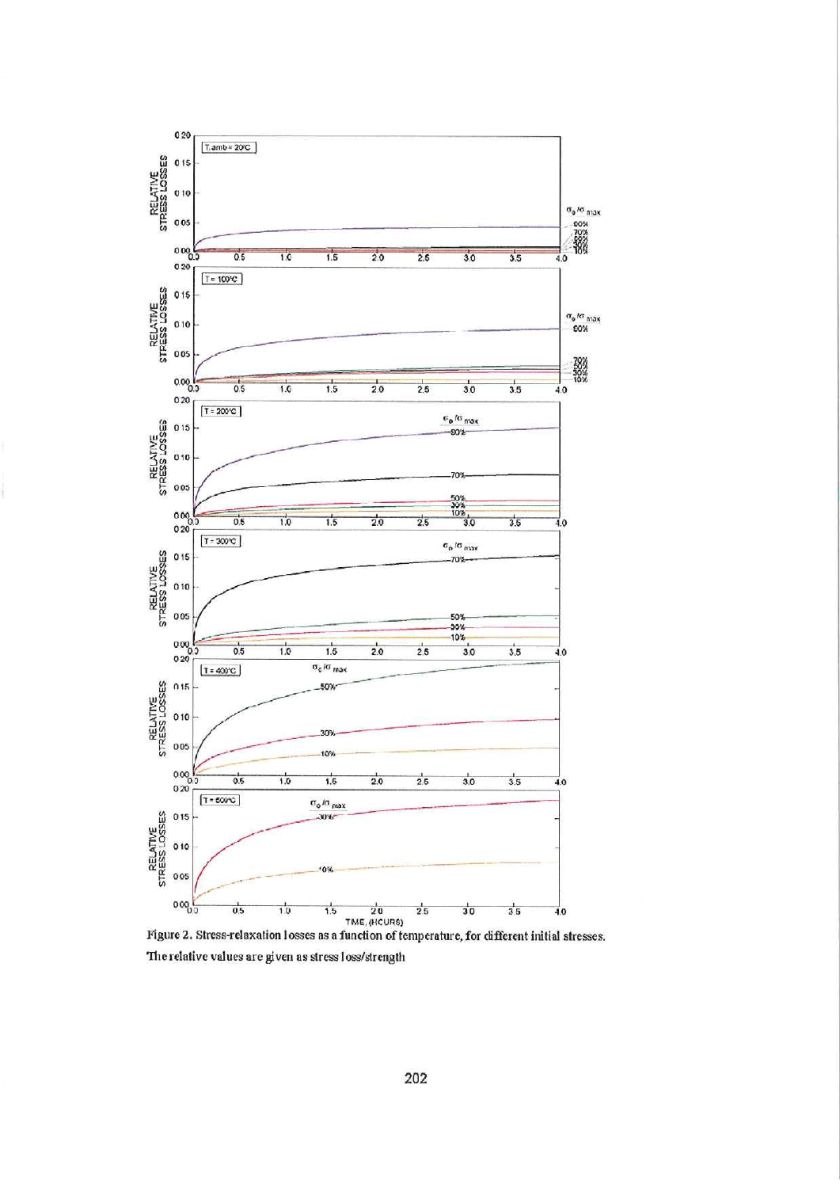Figure 2. Stress-relaxation losses as a function of temperature, for different initial stresses. The relative values are given as stress loss/strength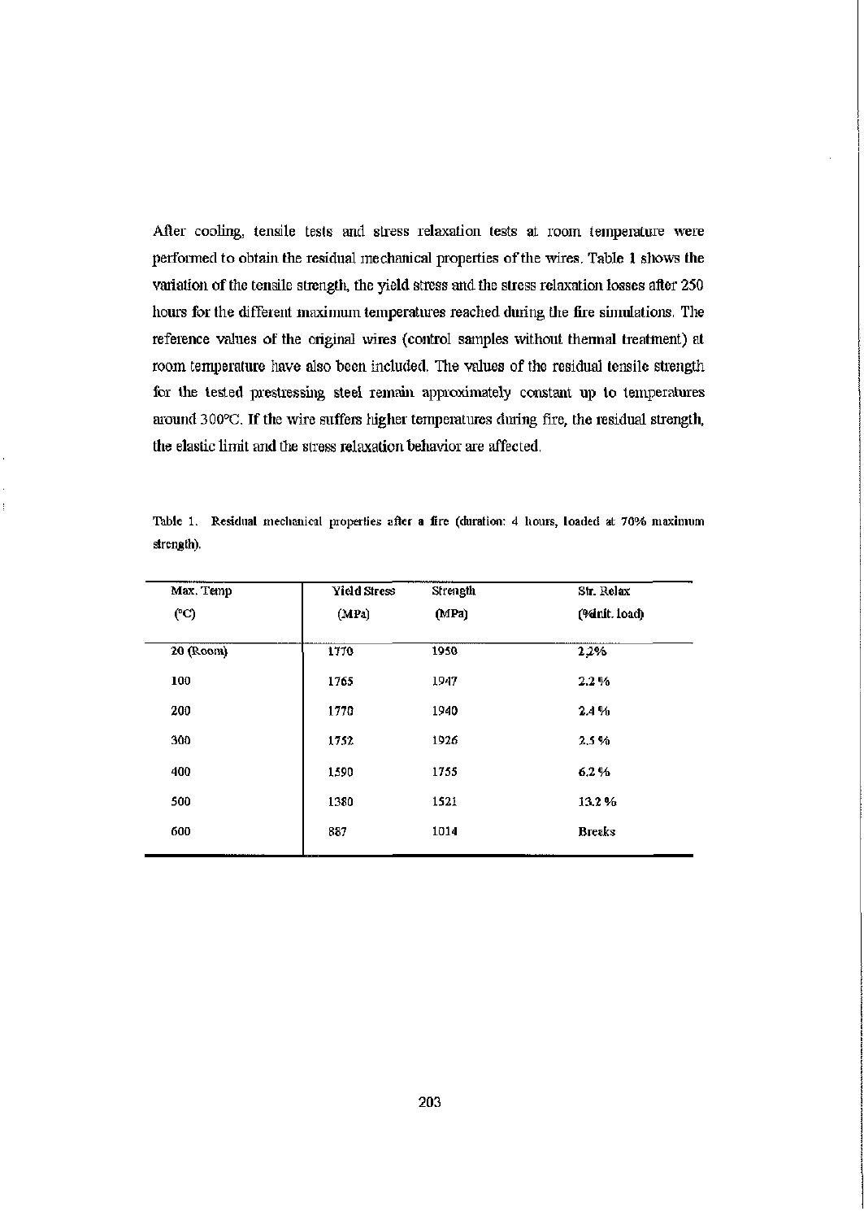After cooling, tensile tests and stress relaxation tests at room temperature were performed to obtain the residual mechanical properties of the wires. Table 1 shows the variation of the tensile strength, the yield stress and the stress relaxation losses after 250 hours for the different maximum temperatures reached during the fire simulations. The reference values of the original wires (control samples without thermal treatment) at room temperature have also been included. The values of the residual tensile strength for the tested prestressing steel remain approximately constant up to temperatures around 300°C. If the wire suffers higher temperatures during fire, the residual strength, the elastic limit and the stress relaxation behavior are affected.

Table 1. Residual mechanical properties after a fire (duration: 4 hours, loaded at 70% maximum strength).

| Max. Temp (°C) | Yield Stress (MPa) | Strength (MPa) | Str. Relax (%Init. load) |
|---|---|---|---|
| 20 (Room) | 1770 | 1950 | 2,2% |
| 100 | 1765 | 1947 | 2.2 % |
| 200 | 1770 | 1940 | 2.4 % |
| 300 | 1752 | 1926 | 2.5 % |
| 400 | 1590 | 1755 | 6.2 % |
| 500 | 1380 | 1521 | 13.2 % |
| 600 | 887 | 1014 | Breaks |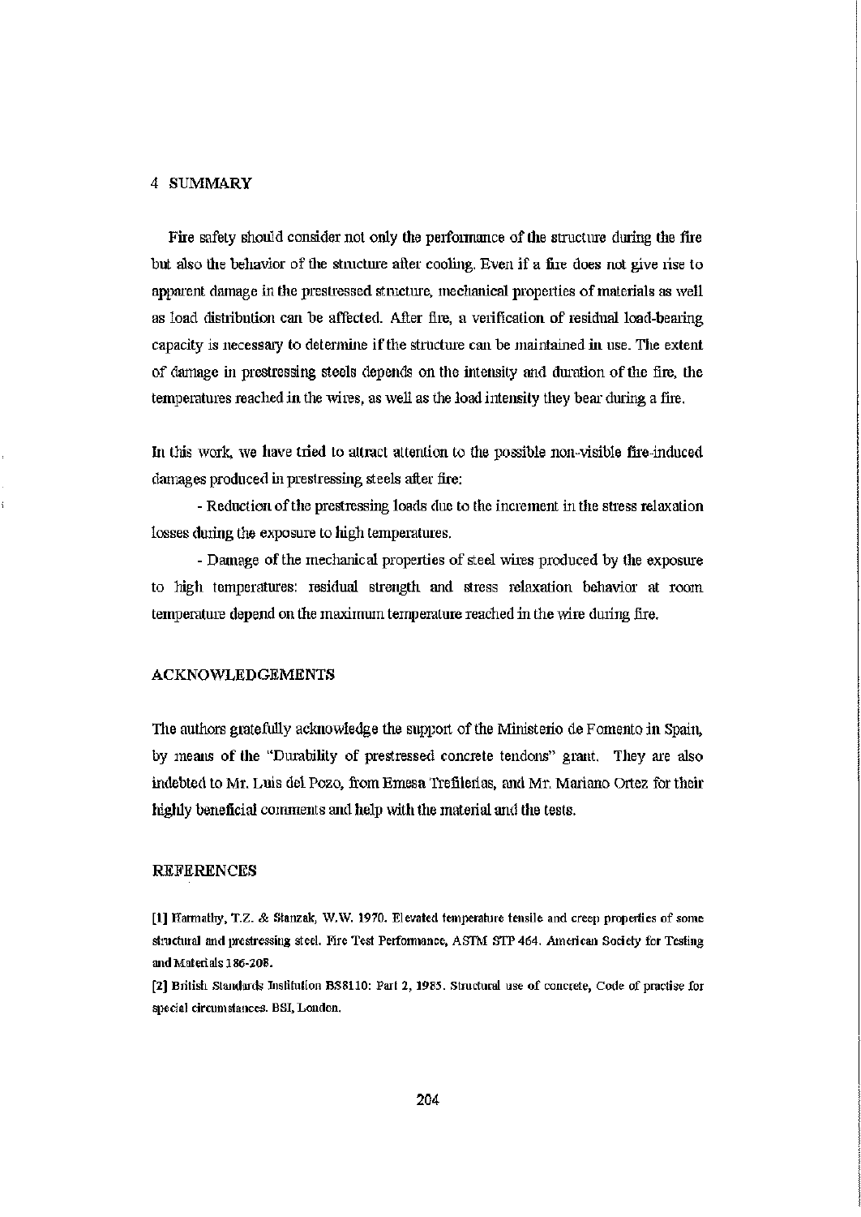## 4 SUMMARY

Fire safety should consider not only the performance of the structure during the fire but also the behavior of the structure after cooling. Even if a fire does not give rise to apparent damage in the prestressed structure, mechanical properties of materials as well as load distribution can be affected. After fire, a verification of residual load-bearing capacity is necessary to determine if the structure can be maintained in use. The extent of damage in prestressing steels depends on the intensity and duration of the fire, the temperatures reached in the wires, as well as the load intensity they bear during a fire.

In this work, we have tried to attract attention to the possible non-visible fire-induced damages produced in prestressing steels after fire:

- Reduction of the prestressing loads due to the increment in the stress relaxation losses during the exposure to high temperatures.
- Damage of the mechanical properties of steel wires produced by the exposure to high temperatures: residual strength and stress relaxation behavior at room temperature depend on the maximum temperature reached in the wire during fire.

## ACKNOWLEDGEMENTS

The authors gratefully acknowledge the support of the Ministerio de Fomento in Spain, by means of the "Durability of prestressed concrete tendons" grant. They are also indebted to Mr. Luis del Pozo, from Emesa Trefilerias, and Mr. Mariano Ortez for their highly beneficial comments and help with the material and the tests.

## REFERENCES

[1] Harmathy, T.Z. & Stanzak, W.W. 1970. Elevated temperature tensile and creep properties of some structural and prestressing steel. Fire Test Performance, ASTM STP 464. American Society for Testing and Materials 186-208.

[2] British Standards Institution BS8110: Part 2, 1985. Structural use of concrete, Code of practise for special circumstances. BSI, London.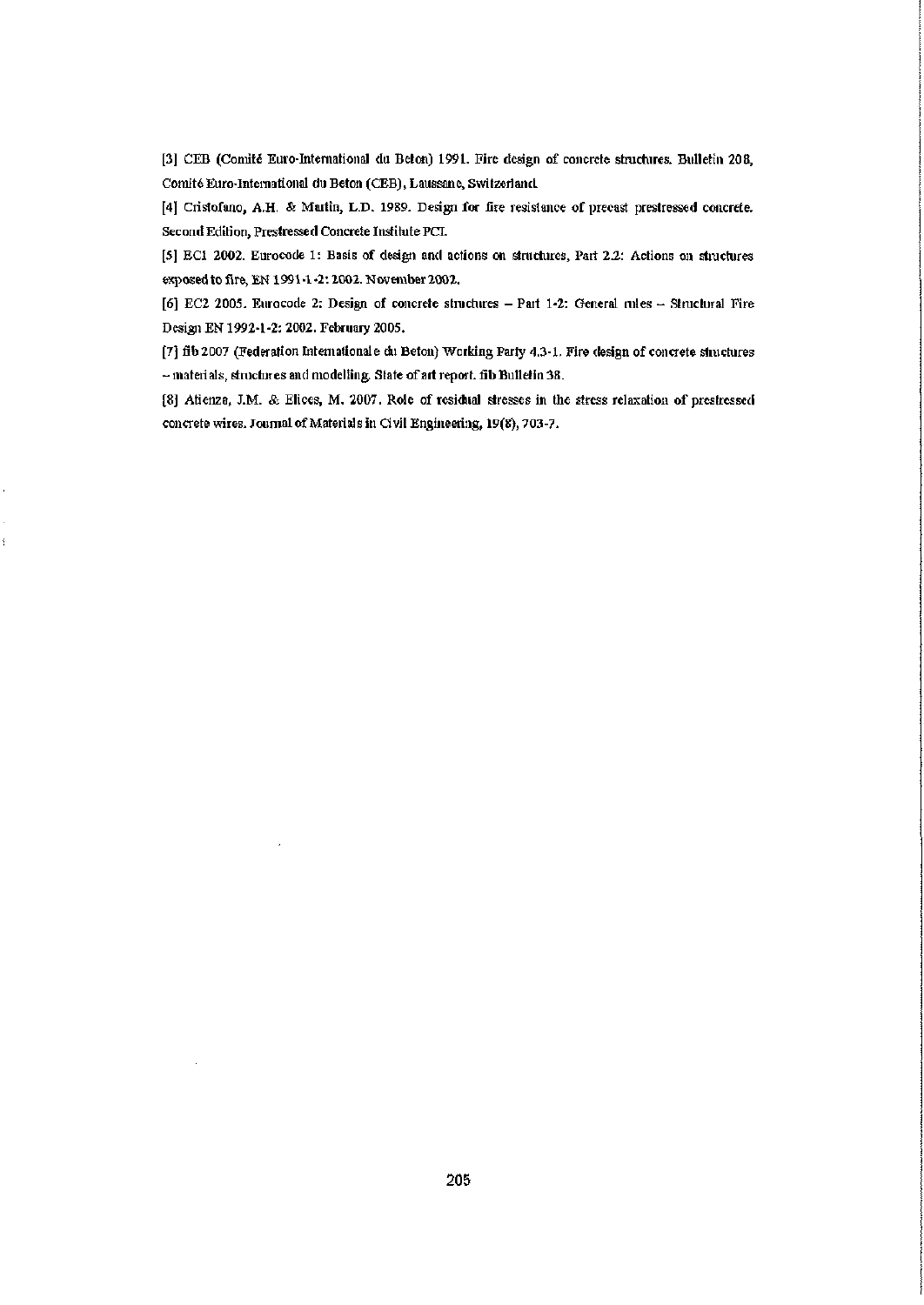[3] CEB (Comité Euro-International du Beton) 1991. Fire design of concrete structures. Bulletin 208, Comité Euro-International du Beton (CEB), Laussane, Switzerland.

[4] Cristofano, A.H. & Martin, L.D. 1989. Design for fire resistance of precast prestressed concrete. Second Edition, Prestressed Concrete Institute PCI.

[5] EC1 2002. Eurocode 1: Basis of design and actions on structures, Part 2.2: Actions on structures exposed to fire, EN 1991-1-2: 2002. November 2002.

[6] EC2 2005. Eurocode 2: Design of concrete structures – Part 1-2: General rules – Structural Fire Design EN 1992-1-2: 2002. February 2005.

[7] fib 2007 (Federation Internationale du Beton) Working Party 4.3-1. Fire design of concrete structures – materials, structures and modelling. State of art report. fib Bulletin 38.

[8] Atienza, J.M. & Elices, M. 2007. Role of residual stresses in the stress relaxation of prestressed concrete wires. Journal of Materials in Civil Engineering, 19(8), 703-7.